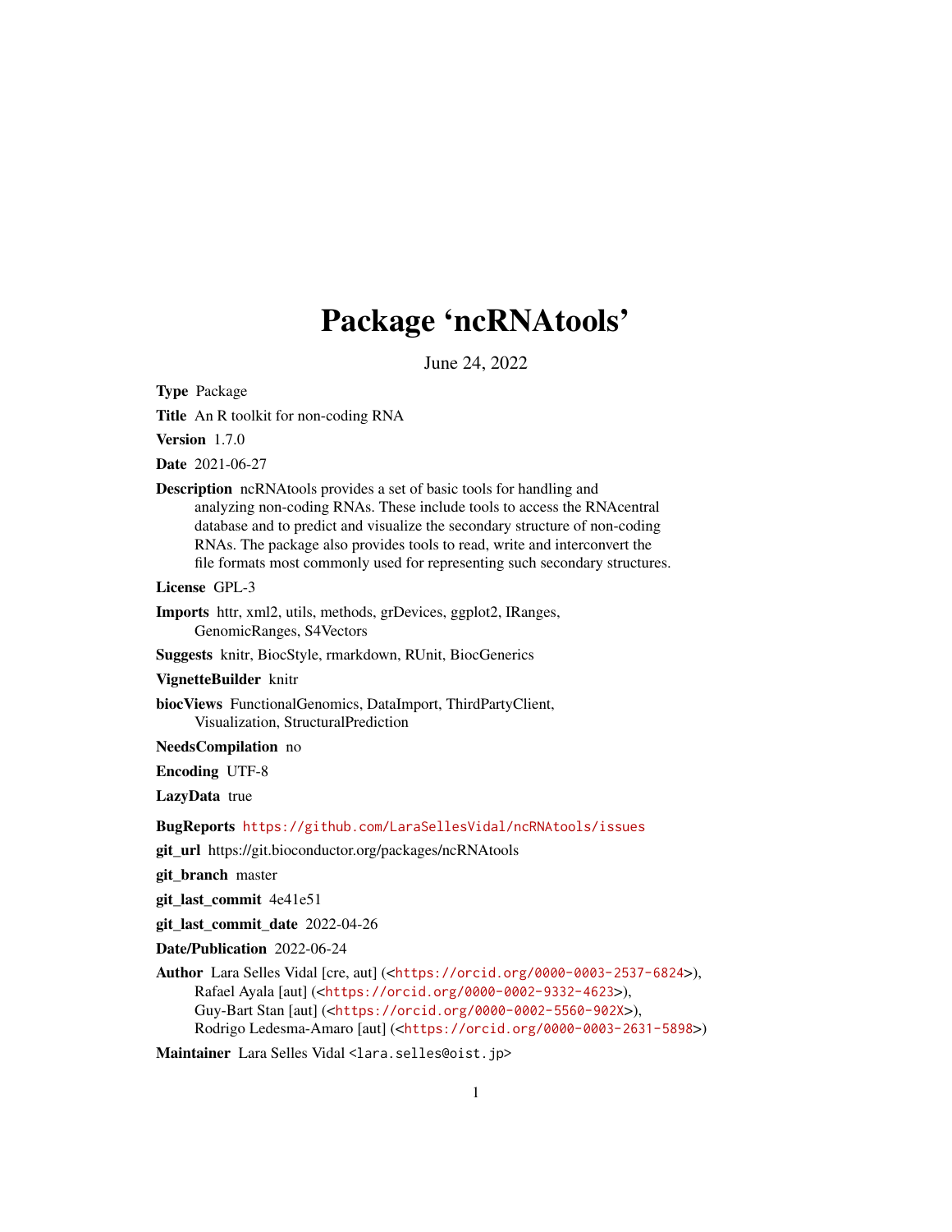# Package 'ncRNAtools'

June 24, 2022

**Type** Package

**Title** An R toolkit for non-coding RNA

**Version** 1.7.0

**Date** 2021-06-27

**Description** ncRNAtools provides a set of basic tools for handling and analyzing non-coding RNAs. These include tools to access the RNAcentral database and to predict and visualize the secondary structure of non-coding RNAs. The package also provides tools to read, write and interconvert the file formats most commonly used for representing such secondary structures.

**License** GPL-3

**Imports** httr, xml2, utils, methods, grDevices, ggplot2, IRanges, GenomicRanges, S4Vectors

**Suggests** knitr, BiocStyle, rmarkdown, RUnit, BiocGenerics

**VignetteBuilder** knitr

**biocViews** FunctionalGenomics, DataImport, ThirdPartyClient, Visualization, StructuralPrediction

**NeedsCompilation** no

**Encoding** UTF-8

**LazyData** true

**BugReports** https://github.com/LaraSellesVidal/ncRNAtools/issues

**git_url** https://git.bioconductor.org/packages/ncRNAtools

**git_branch** master

**git_last_commit** 4e41e51

**git_last_commit_date** 2022-04-26

**Date/Publication** 2022-06-24

**Author** Lara Selles Vidal [cre, aut] (<https://orcid.org/0000-0003-2537-6824>), Rafael Ayala [aut] (<https://orcid.org/0000-0002-9332-4623>), Guy-Bart Stan [aut] (<https://orcid.org/0000-0002-5560-902X>), Rodrigo Ledesma-Amaro [aut] (<https://orcid.org/0000-0003-2631-5898>)

**Maintainer** Lara Selles Vidal <lara.selles@oist.jp>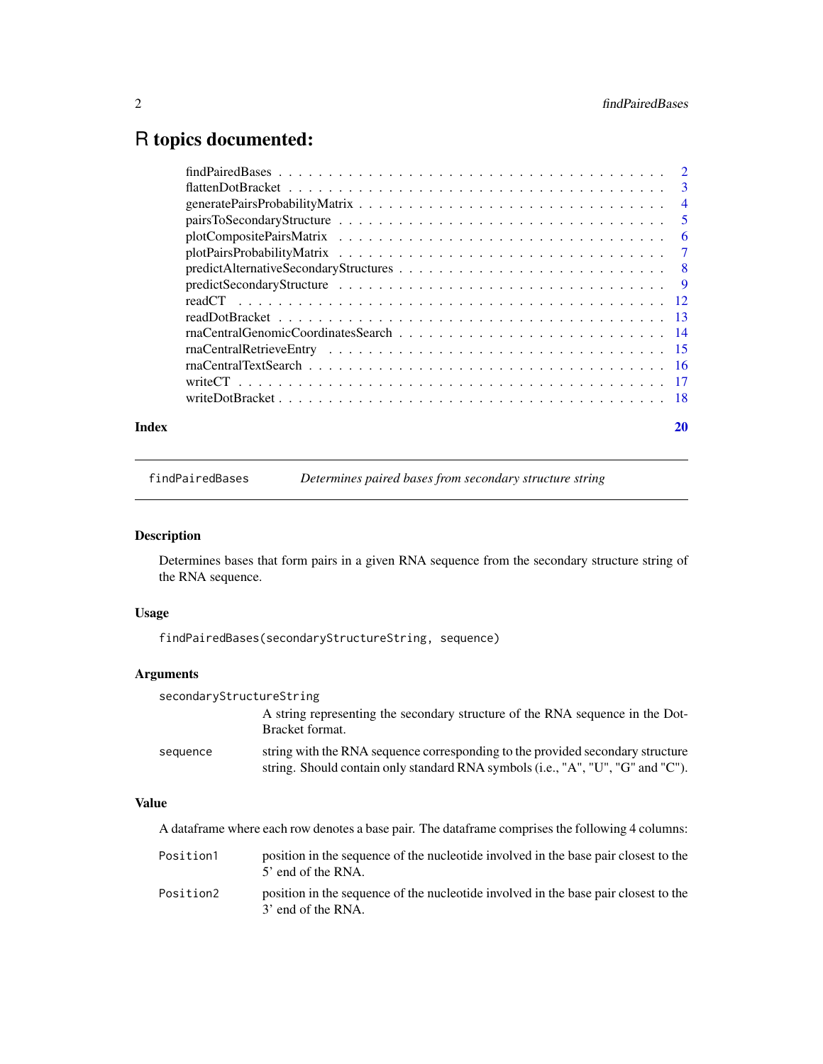# R topics documented:

| | |
|---|---|
| findPairedBases | 2 |
| flattenDotBracket | 3 |
| generatePairsProbabilityMatrix | 4 |
| pairsToSecondaryStructure | 5 |
| plotCompositePairsMatrix | 6 |
| plotPairsProbabilityMatrix | 7 |
| predictAlternativeSecondaryStructures | 8 |
| predictSecondaryStructure | 9 |
| readCT | 12 |
| readDotBracket | 13 |
| rnaCentralGenomicCoordinatesSearch | 14 |
| rnaCentralRetrieveEntry | 15 |
| rnaCentralTextSearch | 16 |
| writeCT | 17 |
| writeDotBracket | 18 |

**Index** **20**

---

## findPairedBases — *Determines paired bases from secondary structure string*

### Description

Determines bases that form pairs in a given RNA sequence from the secondary structure string of the RNA sequence.

### Usage

```
findPairedBases(secondaryStructureString, sequence)
```

### Arguments

| | |
|---|---|
| `secondaryStructureString` | A string representing the secondary structure of the RNA sequence in the Dot-Bracket format. |
| `sequence` | string with the RNA sequence corresponding to the provided secondary structure string. Should contain only standard RNA symbols (i.e., "A", "U", "G" and "C"). |

### Value

A dataframe where each row denotes a base pair. The dataframe comprises the following 4 columns:

| | |
|---|---|
| `Position1` | position in the sequence of the nucleotide involved in the base pair closest to the 5' end of the RNA. |
| `Position2` | position in the sequence of the nucleotide involved in the base pair closest to the 3' end of the RNA. |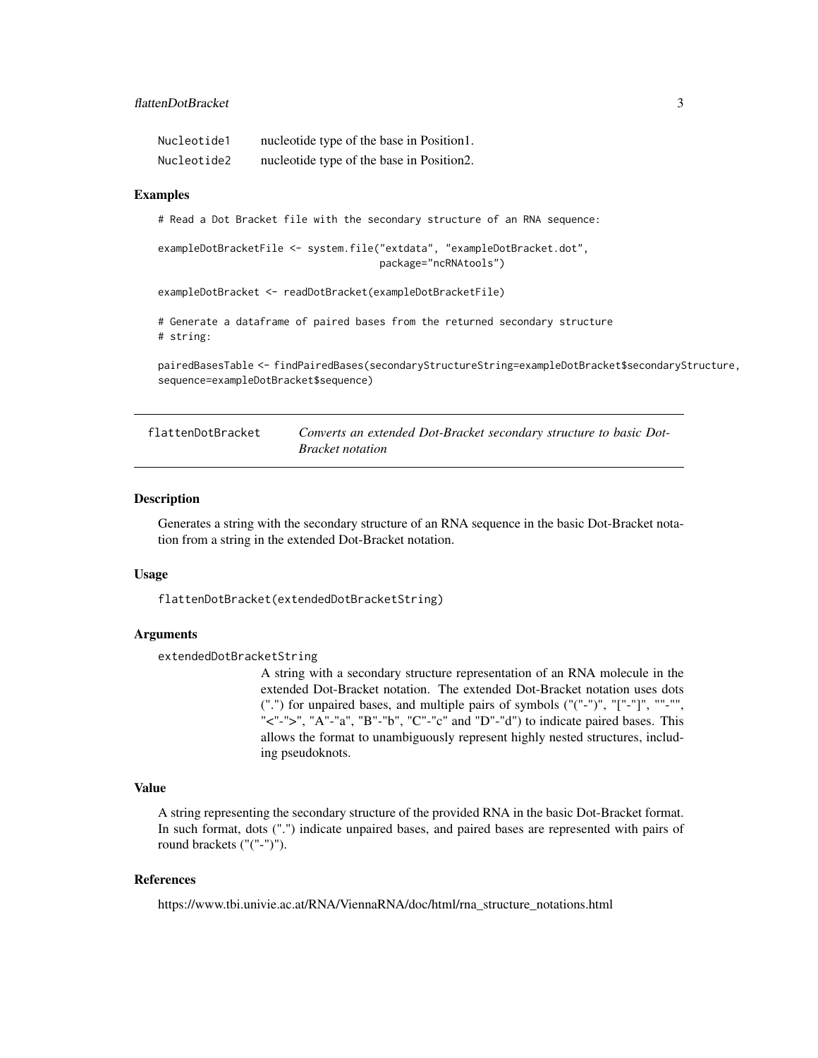| | |
|---|---|
| Nucleotide1 | nucleotide type of the base in Position1. |
| Nucleotide2 | nucleotide type of the base in Position2. |

### Examples

```
# Read a Dot Bracket file with the secondary structure of an RNA sequence:

exampleDotBracketFile <- system.file("extdata", "exampleDotBracket.dot",
                                     package="ncRNAtools")

exampleDotBracket <- readDotBracket(exampleDotBracketFile)

# Generate a dataframe of paired bases from the returned secondary structure
# string:

pairedBasesTable <- findPairedBases(secondaryStructureString=exampleDotBracket$secondaryStructure,
sequence=exampleDotBracket$sequence)
```

---

## flattenDotBracket — *Converts an extended Dot-Bracket secondary structure to basic Dot-Bracket notation*

---

### Description

Generates a string with the secondary structure of an RNA sequence in the basic Dot-Bracket notation from a string in the extended Dot-Bracket notation.

### Usage

```
flattenDotBracket(extendedDotBracketString)
```

### Arguments

`extendedDotBracketString`

A string with a secondary structure representation of an RNA molecule in the extended Dot-Bracket notation. The extended Dot-Bracket notation uses dots (".") for unpaired bases, and multiple pairs of symbols ("("-")", "["-"]", ""-"", "<"-">", "A"-"a", "B"-"b", "C"-"c" and "D"-"d") to indicate paired bases. This allows the format to unambiguously represent highly nested structures, including pseudoknots.

### Value

A string representing the secondary structure of the provided RNA in the basic Dot-Bracket format. In such format, dots (".") indicate unpaired bases, and paired bases are represented with pairs of round brackets ("("-")").

### References

https://www.tbi.univie.ac.at/RNA/ViennaRNA/doc/html/rna_structure_notations.html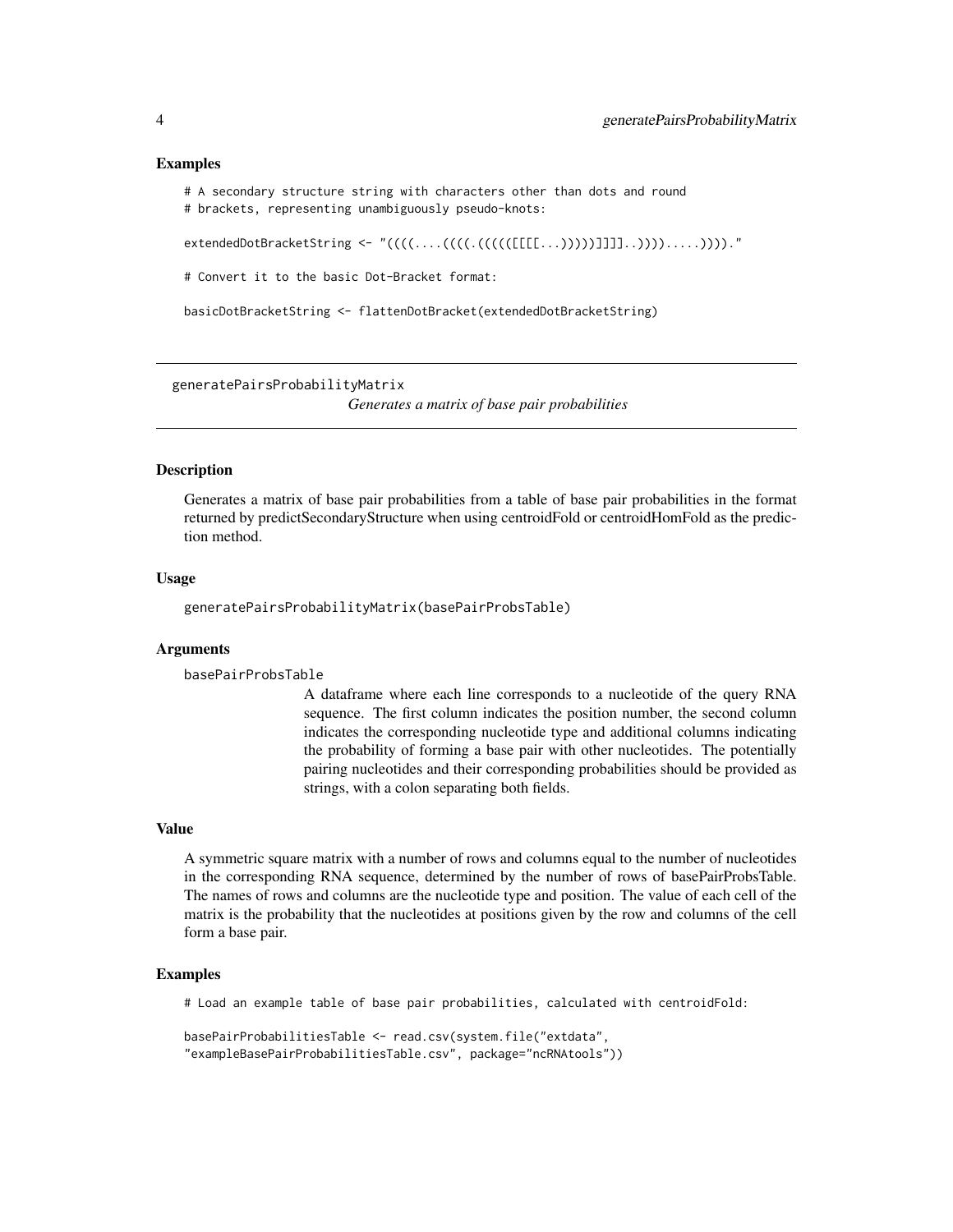### Examples

```
# A secondary structure string with characters other than dots and round
# brackets, representing unambiguously pseudo-knots:

extendedDotBracketString <- "((((....((((.(((((([[[[...))))))]]]]..)))).....)))).""

# Convert it to the basic Dot-Bracket format:

basicDotBracketString <- flattenDotBracket(extendedDotBracketString)
```

---

## generatePairsProbabilityMatrix

*Generates a matrix of base pair probabilities*

---

### Description

Generates a matrix of base pair probabilities from a table of base pair probabilities in the format returned by predictSecondaryStructure when using centroidFold or centroidHomFold as the prediction method.

### Usage

```
generatePairsProbabilityMatrix(basePairProbsTable)
```

### Arguments

`basePairProbsTable`
: A dataframe where each line corresponds to a nucleotide of the query RNA sequence. The first column indicates the position number, the second column indicates the corresponding nucleotide type and additional columns indicating the probability of forming a base pair with other nucleotides. The potentially pairing nucleotides and their corresponding probabilities should be provided as strings, with a colon separating both fields.

### Value

A symmetric square matrix with a number of rows and columns equal to the number of nucleotides in the corresponding RNA sequence, determined by the number of rows of basePairProbsTable. The names of rows and columns are the nucleotide type and position. The value of each cell of the matrix is the probability that the nucleotides at positions given by the row and columns of the cell form a base pair.

### Examples

```
# Load an example table of base pair probabilities, calculated with centroidFold:

basePairProbabilitiesTable <- read.csv(system.file("extdata",
"exampleBasePairProbabilitiesTable.csv", package="ncRNAtools"))
```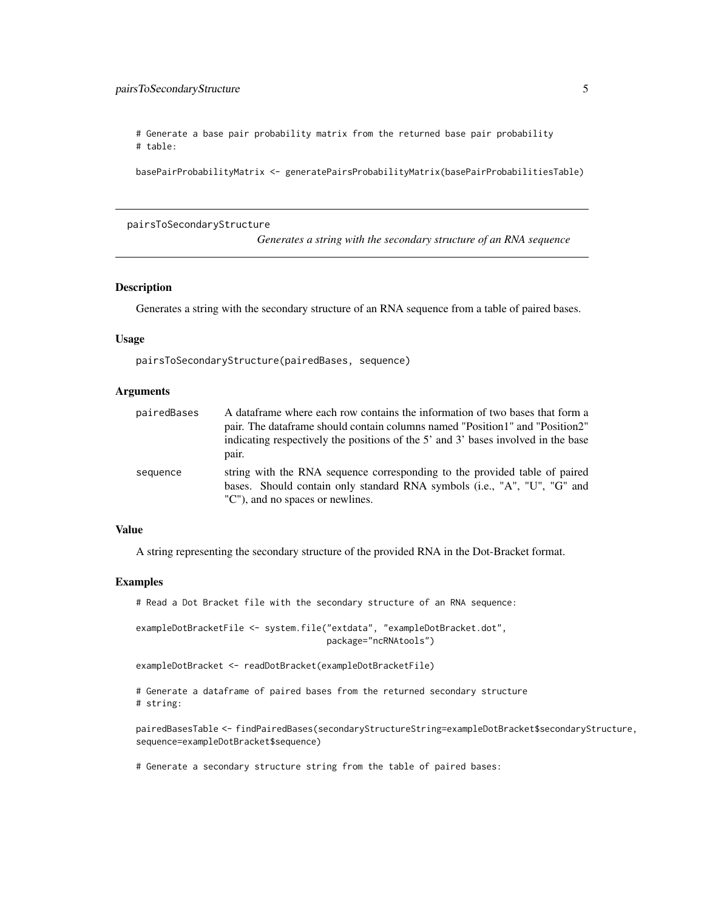```
# Generate a base pair probability matrix from the returned base pair probability
# table:

basePairProbabilityMatrix <- generatePairsProbabilityMatrix(basePairProbabilitiesTable)
```

---

## pairsToSecondaryStructure

*Generates a string with the secondary structure of an RNA sequence*

---

### Description

Generates a string with the secondary structure of an RNA sequence from a table of paired bases.

### Usage

```
pairsToSecondaryStructure(pairedBases, sequence)
```

### Arguments

| | |
|---|---|
| `pairedBases` | A dataframe where each row contains the information of two bases that form a pair. The dataframe should contain columns named "Position1" and "Position2" indicating respectively the positions of the 5' and 3' bases involved in the base pair. |
| `sequence` | string with the RNA sequence corresponding to the provided table of paired bases. Should contain only standard RNA symbols (i.e., "A", "U", "G" and "C"), and no spaces or newlines. |

### Value

A string representing the secondary structure of the provided RNA in the Dot-Bracket format.

### Examples

```
# Read a Dot Bracket file with the secondary structure of an RNA sequence:

exampleDotBracketFile <- system.file("extdata", "exampleDotBracket.dot",
                                     package="ncRNAtools")

exampleDotBracket <- readDotBracket(exampleDotBracketFile)

# Generate a dataframe of paired bases from the returned secondary structure
# string:

pairedBasesTable <- findPairedBases(secondaryStructureString=exampleDotBracket$secondaryStructure,
sequence=exampleDotBracket$sequence)

# Generate a secondary structure string from the table of paired bases:
```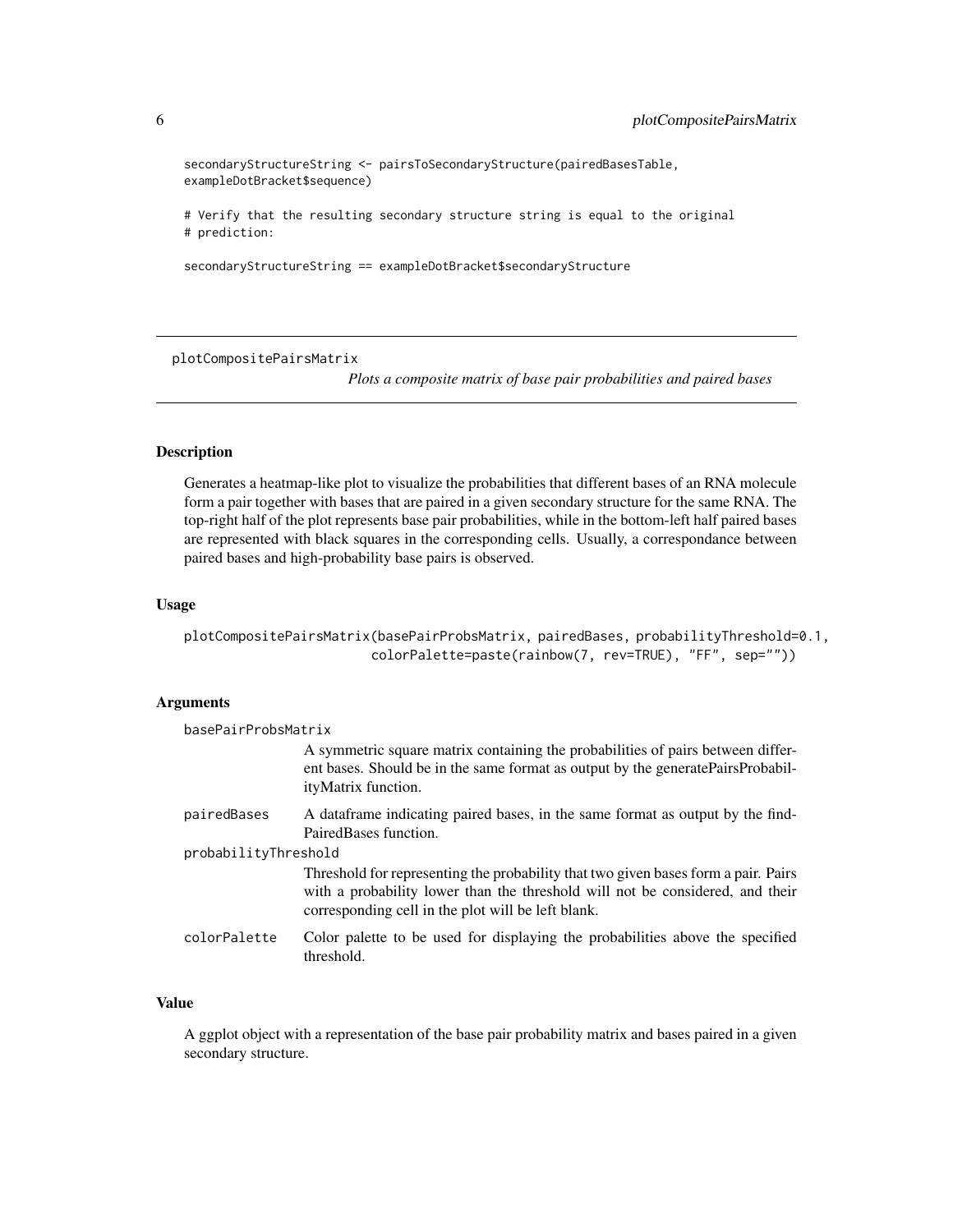```
secondaryStructureString <- pairsToSecondaryStructure(pairedBasesTable,
exampleDotBracket$sequence)

# Verify that the resulting secondary structure string is equal to the original
# prediction:

secondaryStructureString == exampleDotBracket$secondaryStructure
```

---

## plotCompositePairsMatrix

*Plots a composite matrix of base pair probabilities and paired bases*

---

### Description

Generates a heatmap-like plot to visualize the probabilities that different bases of an RNA molecule form a pair together with bases that are paired in a given secondary structure for the same RNA. The top-right half of the plot represents base pair probabilities, while in the bottom-left half paired bases are represented with black squares in the corresponding cells. Usually, a correspondance between paired bases and high-probability base pairs is observed.

### Usage

```
plotCompositePairsMatrix(basePairProbsMatrix, pairedBases, probabilityThreshold=0.1,
                         colorPalette=paste(rainbow(7, rev=TRUE), "FF", sep=""))
```

### Arguments

`basePairProbsMatrix`
: A symmetric square matrix containing the probabilities of pairs between different bases. Should be in the same format as output by the generatePairsProbabilityMatrix function.

`pairedBases`
: A dataframe indicating paired bases, in the same format as output by the findPairedBases function.

`probabilityThreshold`
: Threshold for representing the probability that two given bases form a pair. Pairs with a probability lower than the threshold will not be considered, and their corresponding cell in the plot will be left blank.

`colorPalette`
: Color palette to be used for displaying the probabilities above the specified threshold.

### Value

A ggplot object with a representation of the base pair probability matrix and bases paired in a given secondary structure.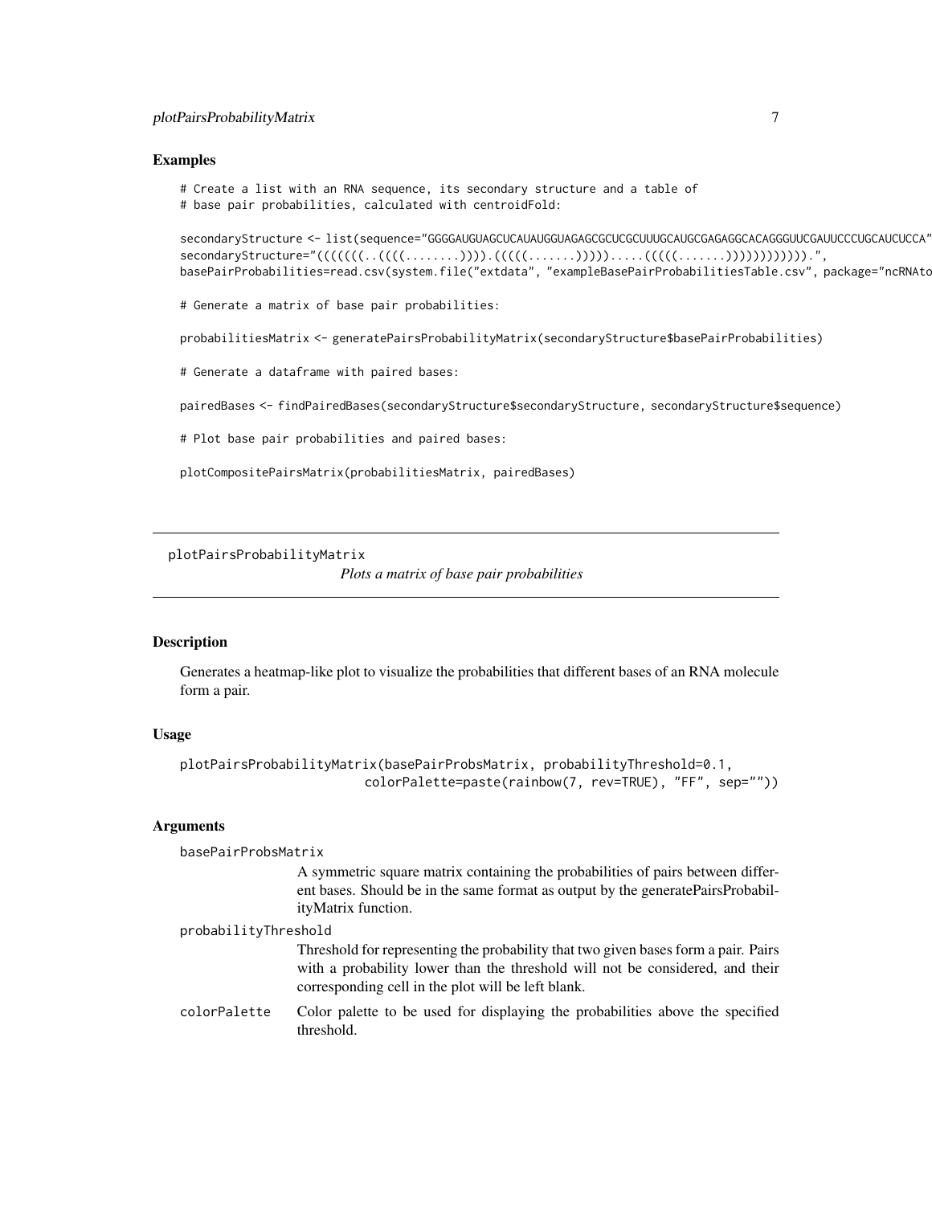## Examples

```
# Create a list with an RNA sequence, its secondary structure and a table of
# base pair probabilities, calculated with centroidFold:

secondaryStructure <- list(sequence="GGGGAUGUAGCUCAUAUGGUAGAGCGCUCGCUUUGCAUGCGAGAGGCACAGGGUUCGAUUCCCUGCAUCUCCA"
secondaryStructure="(((((((..((((........)))).(((((.......))))).....(((((.......))))))))))))).",
basePairProbabilities=read.csv(system.file("extdata", "exampleBasePairProbabilitiesTable.csv", package="ncRNAto

# Generate a matrix of base pair probabilities:

probabilitiesMatrix <- generatePairsProbabilityMatrix(secondaryStructure$basePairProbabilities)

# Generate a dataframe with paired bases:

pairedBases <- findPairedBases(secondaryStructure$secondaryStructure, secondaryStructure$sequence)

# Plot base pair probabilities and paired bases:

plotCompositePairsMatrix(probabilitiesMatrix, pairedBases)
```

---

# plotPairsProbabilityMatrix

*Plots a matrix of base pair probabilities*

---

## Description

Generates a heatmap-like plot to visualize the probabilities that different bases of an RNA molecule form a pair.

## Usage

```
plotPairsProbabilityMatrix(basePairProbsMatrix, probabilityThreshold=0.1,
                           colorPalette=paste(rainbow(7, rev=TRUE), "FF", sep=""))
```

## Arguments

`basePairProbsMatrix`
: A symmetric square matrix containing the probabilities of pairs between different bases. Should be in the same format as output by the generatePairsProbabilityMatrix function.

`probabilityThreshold`
: Threshold for representing the probability that two given bases form a pair. Pairs with a probability lower than the threshold will not be considered, and their corresponding cell in the plot will be left blank.

`colorPalette`
: Color palette to be used for displaying the probabilities above the specified threshold.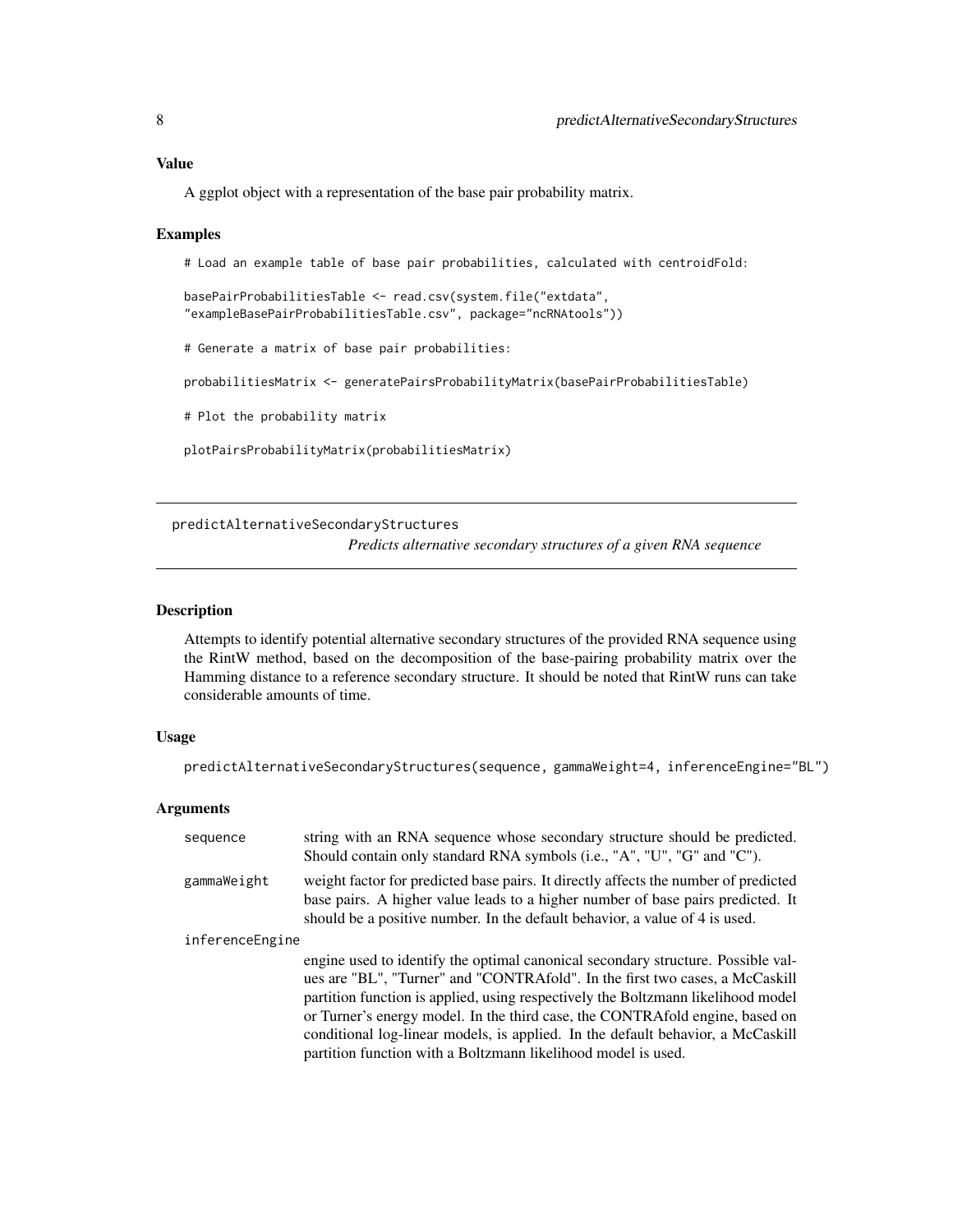### Value

A ggplot object with a representation of the base pair probability matrix.

### Examples

```
# Load an example table of base pair probabilities, calculated with centroidFold:

basePairProbabilitiesTable <- read.csv(system.file("extdata",
"exampleBasePairProbabilitiesTable.csv", package="ncRNAtools"))

# Generate a matrix of base pair probabilities:

probabilitiesMatrix <- generatePairsProbabilityMatrix(basePairProbabilitiesTable)

# Plot the probability matrix

plotPairsProbabilityMatrix(probabilitiesMatrix)
```

---

## predictAlternativeSecondaryStructures

*Predicts alternative secondary structures of a given RNA sequence*

---

### Description

Attempts to identify potential alternative secondary structures of the provided RNA sequence using the RintW method, based on the decomposition of the base-pairing probability matrix over the Hamming distance to a reference secondary structure. It should be noted that RintW runs can take considerable amounts of time.

### Usage

```
predictAlternativeSecondaryStructures(sequence, gammaWeight=4, inferenceEngine="BL")
```

### Arguments

| Argument | Description |
|---|---|
| `sequence` | string with an RNA sequence whose secondary structure should be predicted. Should contain only standard RNA symbols (i.e., "A", "U", "G" and "C"). |
| `gammaWeight` | weight factor for predicted base pairs. It directly affects the number of predicted base pairs. A higher value leads to a higher number of base pairs predicted. It should be a positive number. In the default behavior, a value of 4 is used. |
| `inferenceEngine` | engine used to identify the optimal canonical secondary structure. Possible values are "BL", "Turner" and "CONTRAfold". In the first two cases, a McCaskill partition function is applied, using respectively the Boltzmann likelihood model or Turner's energy model. In the third case, the CONTRAfold engine, based on conditional log-linear models, is applied. In the default behavior, a McCaskill partition function with a Boltzmann likelihood model is used. |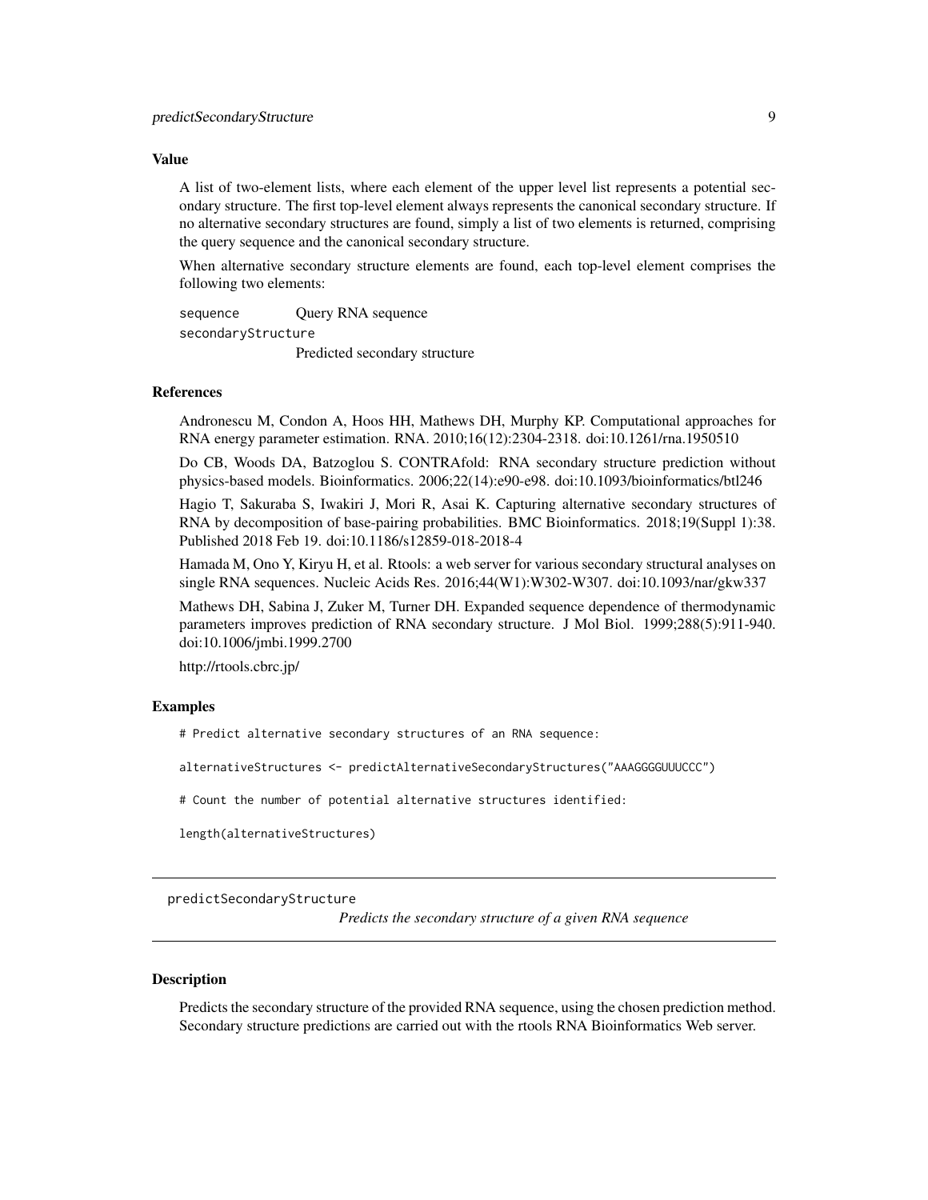### Value

A list of two-element lists, where each element of the upper level list represents a potential secondary structure. The first top-level element always represents the canonical secondary structure. If no alternative secondary structures are found, simply a list of two elements is returned, comprising the query sequence and the canonical secondary structure.

When alternative secondary structure elements are found, each top-level element comprises the following two elements:

`sequence` Query RNA sequence

`secondaryStructure` Predicted secondary structure

### References

Andronescu M, Condon A, Hoos HH, Mathews DH, Murphy KP. Computational approaches for RNA energy parameter estimation. RNA. 2010;16(12):2304-2318. doi:10.1261/rna.1950510

Do CB, Woods DA, Batzoglou S. CONTRAfold: RNA secondary structure prediction without physics-based models. Bioinformatics. 2006;22(14):e90-e98. doi:10.1093/bioinformatics/btl246

Hagio T, Sakuraba S, Iwakiri J, Mori R, Asai K. Capturing alternative secondary structures of RNA by decomposition of base-pairing probabilities. BMC Bioinformatics. 2018;19(Suppl 1):38. Published 2018 Feb 19. doi:10.1186/s12859-018-2018-4

Hamada M, Ono Y, Kiryu H, et al. Rtools: a web server for various secondary structural analyses on single RNA sequences. Nucleic Acids Res. 2016;44(W1):W302-W307. doi:10.1093/nar/gkw337

Mathews DH, Sabina J, Zuker M, Turner DH. Expanded sequence dependence of thermodynamic parameters improves prediction of RNA secondary structure. J Mol Biol. 1999;288(5):911-940. doi:10.1006/jmbi.1999.2700

http://rtools.cbrc.jp/

### Examples

```
# Predict alternative secondary structures of an RNA sequence:

alternativeStructures <- predictAlternativeSecondaryStructures("AAAGGGGUUUCCC")

# Count the number of potential alternative structures identified:

length(alternativeStructures)
```

---

## predictSecondaryStructure

*Predicts the secondary structure of a given RNA sequence*

---

### Description

Predicts the secondary structure of the provided RNA sequence, using the chosen prediction method. Secondary structure predictions are carried out with the rtools RNA Bioinformatics Web server.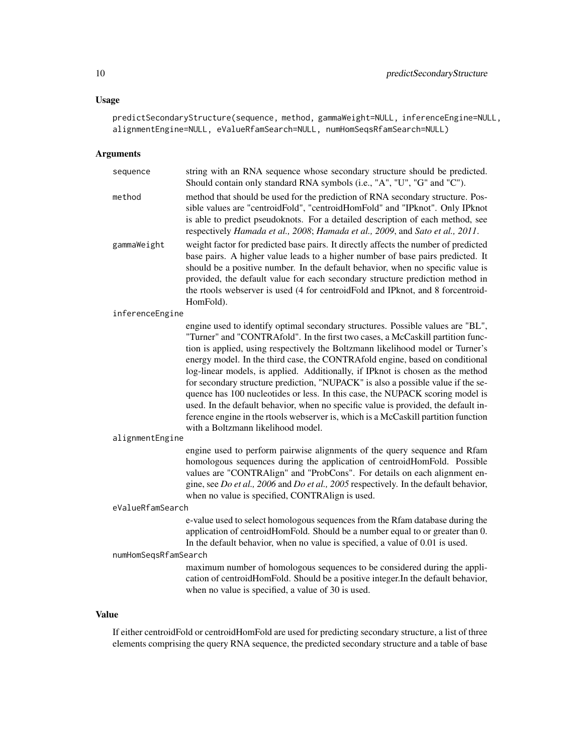## Usage

```
predictSecondaryStructure(sequence, method, gammaWeight=NULL, inferenceEngine=NULL,
alignmentEngine=NULL, eValueRfamSearch=NULL, numHomSeqsRfamSearch=NULL)
```

## Arguments

`sequence`
: string with an RNA sequence whose secondary structure should be predicted. Should contain only standard RNA symbols (i.e., "A", "U", "G" and "C").

`method`
: method that should be used for the prediction of RNA secondary structure. Possible values are "centroidFold", "centroidHomFold" and "IPknot". Only IPknot is able to predict pseudoknots. For a detailed description of each method, see respectively *Hamada et al., 2008*; *Hamada et al., 2009*, and *Sato et al., 2011*.

`gammaWeight`
: weight factor for predicted base pairs. It directly affects the number of predicted base pairs. A higher value leads to a higher number of base pairs predicted. It should be a positive number. In the default behavior, when no specific value is provided, the default value for each secondary structure prediction method in the rtools webserver is used (4 for centroidFold and IPknot, and 8 forcentroid-HomFold).

`inferenceEngine`
: engine used to identify optimal secondary structures. Possible values are "BL", "Turner" and "CONTRAfold". In the first two cases, a McCaskill partition function is applied, using respectively the Boltzmann likelihood model or Turner's energy model. In the third case, the CONTRAfold engine, based on conditional log-linear models, is applied. Additionally, if IPknot is chosen as the method for secondary structure prediction, "NUPACK" is also a possible value if the sequence has 100 nucleotides or less. In this case, the NUPACK scoring model is used. In the default behavior, when no specific value is provided, the default inference engine in the rtools webserver is, which is a McCaskill partition function with a Boltzmann likelihood model.

`alignmentEngine`
: engine used to perform pairwise alignments of the query sequence and Rfam homologous sequences during the application of centroidHomFold. Possible values are "CONTRAlign" and "ProbCons". For details on each alignment engine, see *Do et al., 2006* and *Do et al., 2005* respectively. In the default behavior, when no value is specified, CONTRAlign is used.

`eValueRfamSearch`
: e-value used to select homologous sequences from the Rfam database during the application of centroidHomFold. Should be a number equal to or greater than 0. In the default behavior, when no value is specified, a value of 0.01 is used.

`numHomSeqsRfamSearch`
: maximum number of homologous sequences to be considered during the application of centroidHomFold. Should be a positive integer.In the default behavior, when no value is specified, a value of 30 is used.

## Value

If either centroidFold or centroidHomFold are used for predicting secondary structure, a list of three elements comprising the query RNA sequence, the predicted secondary structure and a table of base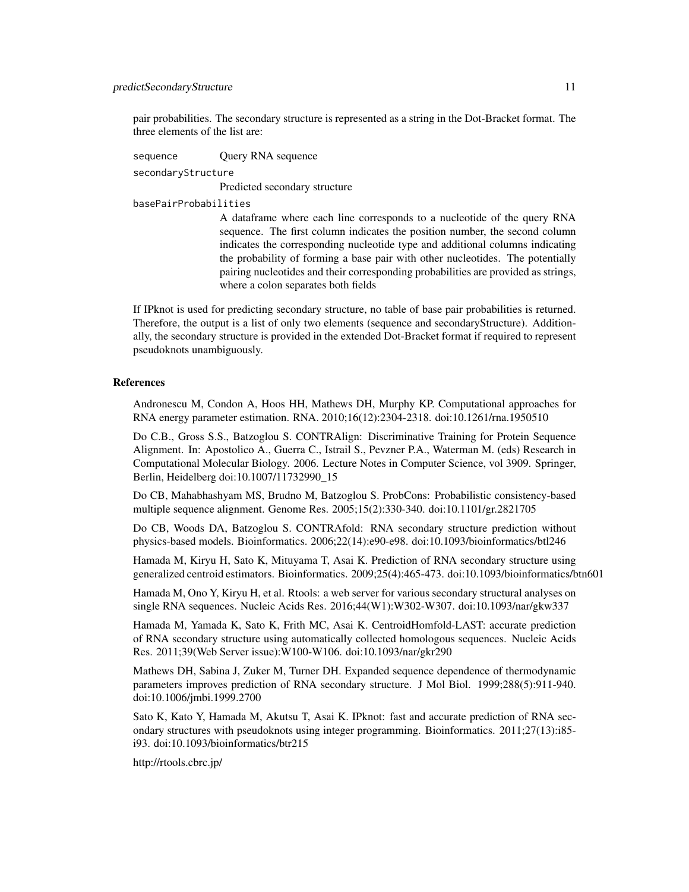pair probabilities. The secondary structure is represented as a string in the Dot-Bracket format. The three elements of the list are:

`sequence`
Query RNA sequence

`secondaryStructure`
Predicted secondary structure

`basePairProbabilities`
A dataframe where each line corresponds to a nucleotide of the query RNA sequence. The first column indicates the position number, the second column indicates the corresponding nucleotide type and additional columns indicating the probability of forming a base pair with other nucleotides. The potentially pairing nucleotides and their corresponding probabilities are provided as strings, where a colon separates both fields

If IPknot is used for predicting secondary structure, no table of base pair probabilities is returned. Therefore, the output is a list of only two elements (sequence and secondaryStructure). Additionally, the secondary structure is provided in the extended Dot-Bracket format if required to represent pseudoknots unambiguously.

## References

Andronescu M, Condon A, Hoos HH, Mathews DH, Murphy KP. Computational approaches for RNA energy parameter estimation. RNA. 2010;16(12):2304-2318. doi:10.1261/rna.1950510

Do C.B., Gross S.S., Batzoglou S. CONTRAlign: Discriminative Training for Protein Sequence Alignment. In: Apostolico A., Guerra C., Istrail S., Pevzner P.A., Waterman M. (eds) Research in Computational Molecular Biology. 2006. Lecture Notes in Computer Science, vol 3909. Springer, Berlin, Heidelberg doi:10.1007/11732990_15

Do CB, Mahabhashyam MS, Brudno M, Batzoglou S. ProbCons: Probabilistic consistency-based multiple sequence alignment. Genome Res. 2005;15(2):330-340. doi:10.1101/gr.2821705

Do CB, Woods DA, Batzoglou S. CONTRAfold: RNA secondary structure prediction without physics-based models. Bioinformatics. 2006;22(14):e90-e98. doi:10.1093/bioinformatics/btl246

Hamada M, Kiryu H, Sato K, Mituyama T, Asai K. Prediction of RNA secondary structure using generalized centroid estimators. Bioinformatics. 2009;25(4):465-473. doi:10.1093/bioinformatics/btn601

Hamada M, Ono Y, Kiryu H, et al. Rtools: a web server for various secondary structural analyses on single RNA sequences. Nucleic Acids Res. 2016;44(W1):W302-W307. doi:10.1093/nar/gkw337

Hamada M, Yamada K, Sato K, Frith MC, Asai K. CentroidHomfold-LAST: accurate prediction of RNA secondary structure using automatically collected homologous sequences. Nucleic Acids Res. 2011;39(Web Server issue):W100-W106. doi:10.1093/nar/gkr290

Mathews DH, Sabina J, Zuker M, Turner DH. Expanded sequence dependence of thermodynamic parameters improves prediction of RNA secondary structure. J Mol Biol. 1999;288(5):911-940. doi:10.1006/jmbi.1999.2700

Sato K, Kato Y, Hamada M, Akutsu T, Asai K. IPknot: fast and accurate prediction of RNA secondary structures with pseudoknots using integer programming. Bioinformatics. 2011;27(13):i85-i93. doi:10.1093/bioinformatics/btr215

http://rtools.cbrc.jp/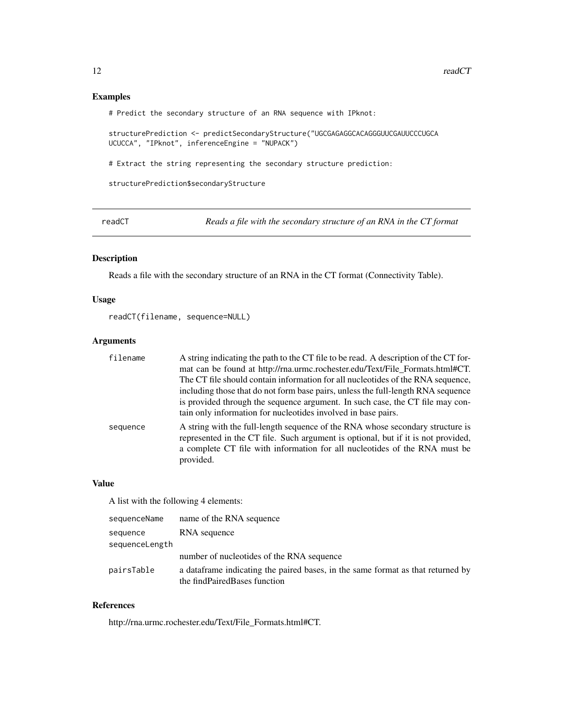## Examples

```
# Predict the secondary structure of an RNA sequence with IPknot:

structurePrediction <- predictSecondaryStructure("UGCGAGAGGCACAGGGUUCGAUUCCCUGCA
UCUCCA", "IPknot", inferenceEngine = "NUPACK")

# Extract the string representing the secondary structure prediction:

structurePrediction$secondaryStructure
```

---

# readCT — *Reads a file with the secondary structure of an RNA in the CT format*

## Description

Reads a file with the secondary structure of an RNA in the CT format (Connectivity Table).

## Usage

```
readCT(filename, sequence=NULL)
```

## Arguments

| | |
|---|---|
| filename | A string indicating the path to the CT file to be read. A description of the CT format can be found at http://rna.urmc.rochester.edu/Text/File_Formats.html#CT. The CT file should contain information for all nucleotides of the RNA sequence, including those that do not form base pairs, unless the full-length RNA sequence is provided through the sequence argument. In such case, the CT file may contain only information for nucleotides involved in base pairs. |
| sequence | A string with the full-length sequence of the RNA whose secondary structure is represented in the CT file. Such argument is optional, but if it is not provided, a complete CT file with information for all nucleotides of the RNA must be provided. |

## Value

A list with the following 4 elements:

| | |
|---|---|
| sequenceName | name of the RNA sequence |
| sequence | RNA sequence |
| sequenceLength | number of nucleotides of the RNA sequence |
| pairsTable | a dataframe indicating the paired bases, in the same format as that returned by the findPairedBases function |

## References

http://rna.urmc.rochester.edu/Text/File_Formats.html#CT.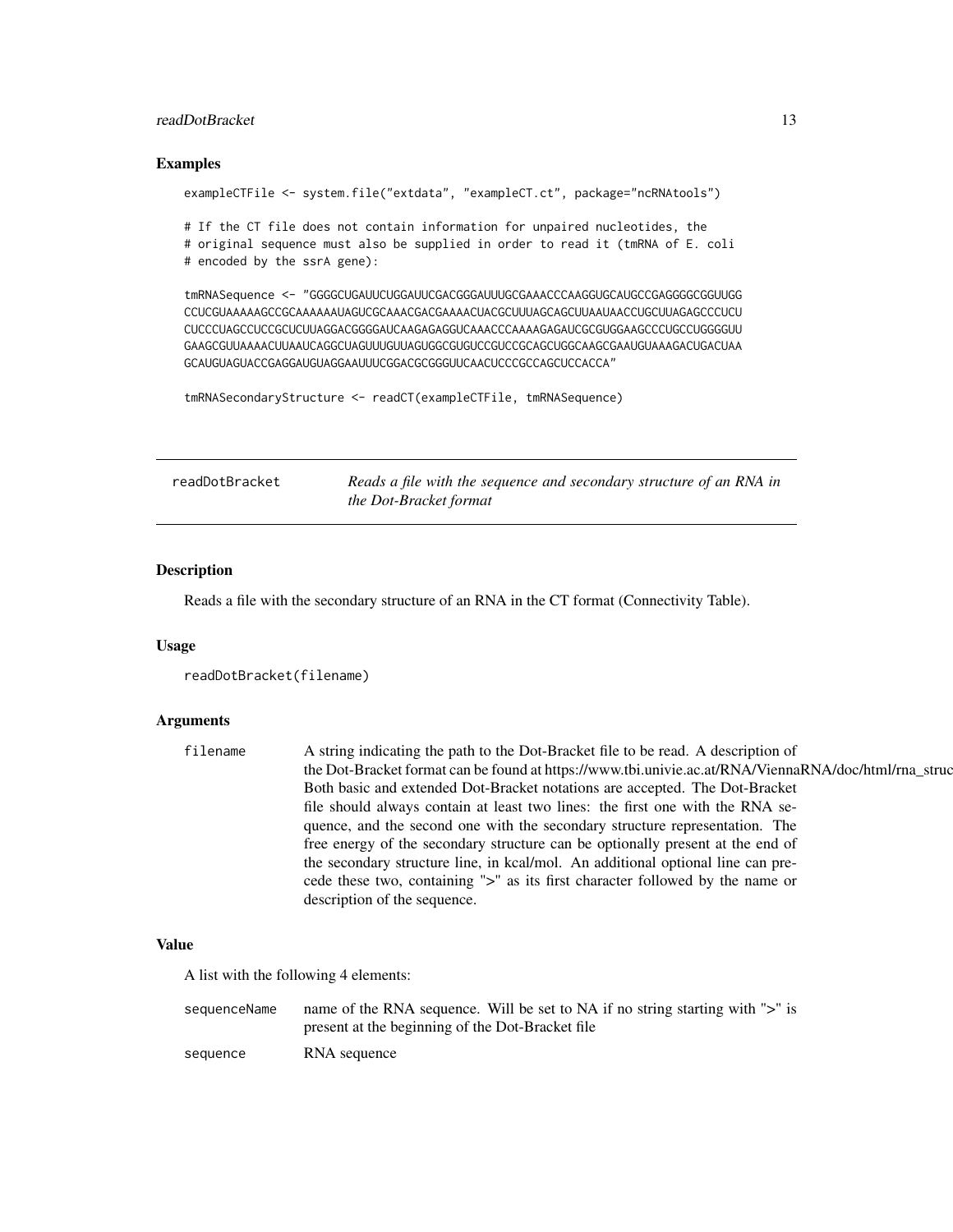### Examples

```
exampleCTFile <- system.file("extdata", "exampleCT.ct", package="ncRNAtools")

# If the CT file does not contain information for unpaired nucleotides, the
# original sequence must also be supplied in order to read it (tmRNA of E. coli
# encoded by the ssrA gene):

tmRNASequence <- "GGGGCUGAUUCUGGAUUCGACGGGAUUUGCGAAACCCAAGGUGCAUGCCGAGGGGCGGUUGG
CCUCGUAAAAAGCCGCAAAAAAUAGUCGCAAACGACGAAAACUACGCUUUAGCAGCUUAAUAACCUGCUUAGAGCCCUCU
CUCCCUAGCCUCCGCUCUUAGGACGGGGAUCAAGAGAGGUCAAACCCAAAAGAGAUCGCGUGGAAGCCCUGCCUGGGGUU
GAAGCGUUAAAACUUAAUCAGGCUAGUUUGUUAGUGGCGUGUCCGUCCGCAGCUGGCAAGCGAAUGUAAAGACUGACUAA
GCAUGUAGUACCGAGGAUGUAGGAAUUUCGGACGCGGGUUCAACUCCCGCCAGCUCCACCA"

tmRNASecondaryStructure <- readCT(exampleCTFile, tmRNASequence)
```

---

## readDotBracket — *Reads a file with the sequence and secondary structure of an RNA in the Dot-Bracket format*

### Description

Reads a file with the secondary structure of an RNA in the CT format (Connectivity Table).

### Usage

```
readDotBracket(filename)
```

### Arguments

| | |
|---|---|
| `filename` | A string indicating the path to the Dot-Bracket file to be read. A description of the Dot-Bracket format can be found at https://www.tbi.univie.ac.at/RNA/ViennaRNA/doc/html/rna_struc Both basic and extended Dot-Bracket notations are accepted. The Dot-Bracket file should always contain at least two lines: the first one with the RNA sequence, and the second one with the secondary structure representation. The free energy of the secondary structure can be optionally present at the end of the secondary structure line, in kcal/mol. An additional optional line can precede these two, containing ">" as its first character followed by the name or description of the sequence. |

### Value

A list with the following 4 elements:

| | |
|---|---|
| `sequenceName` | name of the RNA sequence. Will be set to NA if no string starting with ">" is present at the beginning of the Dot-Bracket file |
| `sequence` | RNA sequence |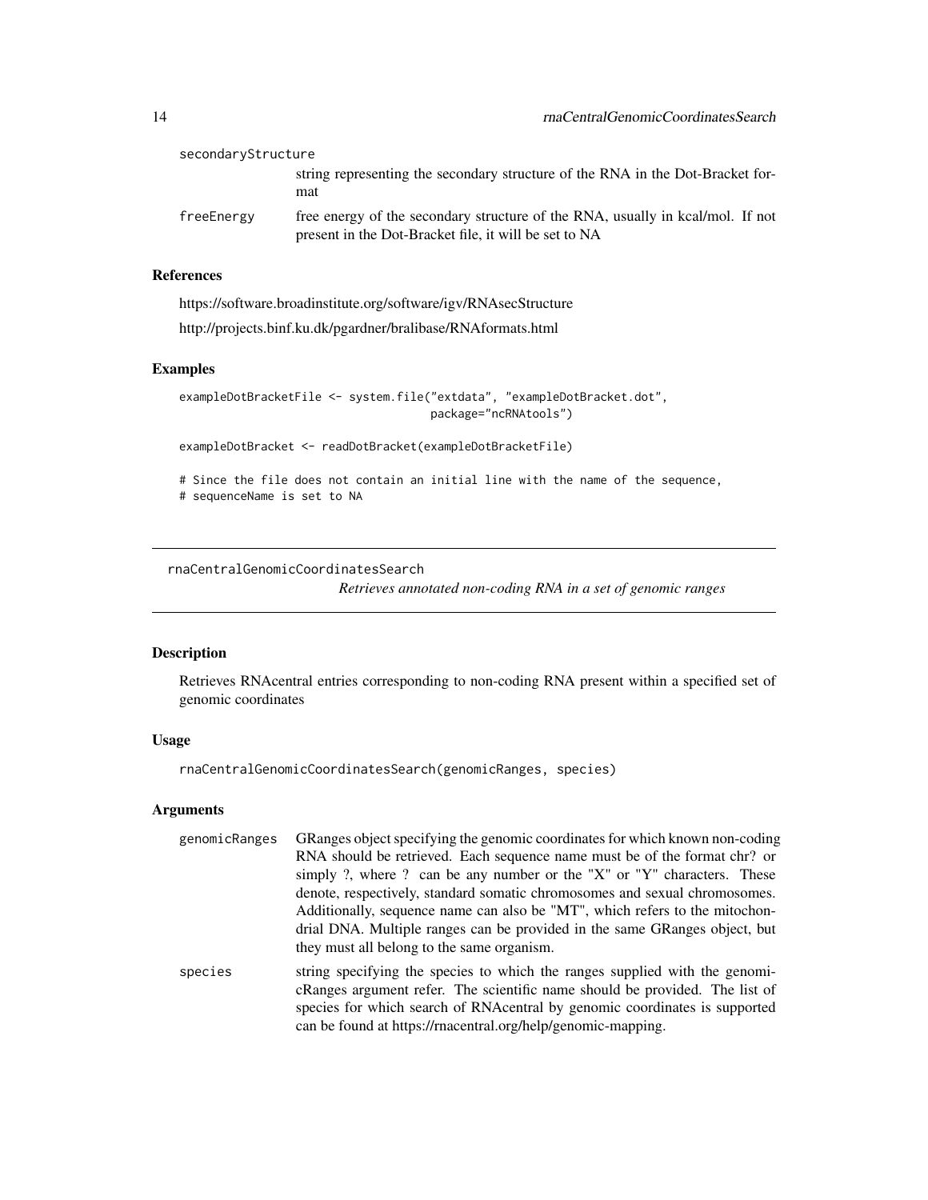secondaryStructure
: string representing the secondary structure of the RNA in the Dot-Bracket format

freeEnergy
: free energy of the secondary structure of the RNA, usually in kcal/mol. If not present in the Dot-Bracket file, it will be set to NA

### References

https://software.broadinstitute.org/software/igv/RNAsecStructure

http://projects.binf.ku.dk/pgardner/bralibase/RNAformats.html

### Examples

```
exampleDotBracketFile <- system.file("extdata", "exampleDotBracket.dot",
                                     package="ncRNAtools")

exampleDotBracket <- readDotBracket(exampleDotBracketFile)

# Since the file does not contain an initial line with the name of the sequence,
# sequenceName is set to NA
```

---

## rnaCentralGenomicCoordinatesSearch

*Retrieves annotated non-coding RNA in a set of genomic ranges*

---

### Description

Retrieves RNAcentral entries corresponding to non-coding RNA present within a specified set of genomic coordinates

### Usage

```
rnaCentralGenomicCoordinatesSearch(genomicRanges, species)
```

### Arguments

genomicRanges
: GRanges object specifying the genomic coordinates for which known non-coding RNA should be retrieved. Each sequence name must be of the format chr? or simply ?, where ? can be any number or the "X" or "Y" characters. These denote, respectively, standard somatic chromosomes and sexual chromosomes. Additionally, sequence name can also be "MT", which refers to the mitochondrial DNA. Multiple ranges can be provided in the same GRanges object, but they must all belong to the same organism.

species
: string specifying the species to which the ranges supplied with the genomicRanges argument refer. The scientific name should be provided. The list of species for which search of RNAcentral by genomic coordinates is supported can be found at https://rnacentral.org/help/genomic-mapping.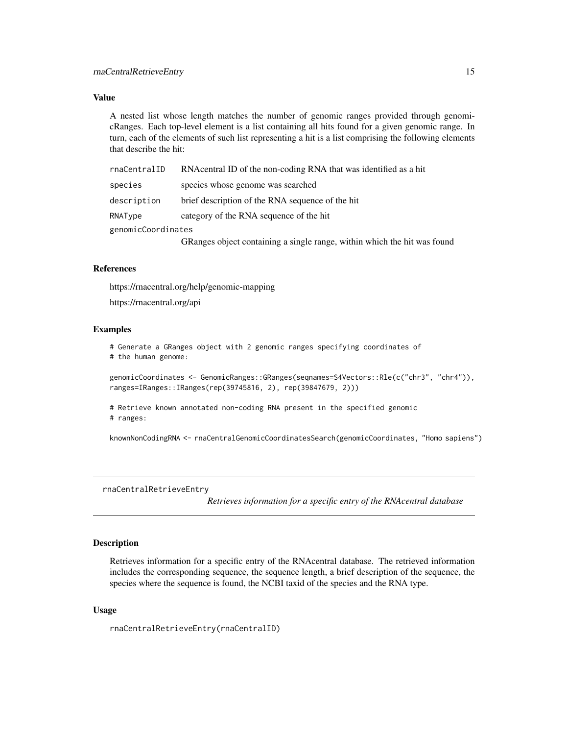### Value

A nested list whose length matches the number of genomic ranges provided through genomicRanges. Each top-level element is a list containing all hits found for a given genomic range. In turn, each of the elements of such list representing a hit is a list comprising the following elements that describe the hit:

| | |
|---|---|
| `rnaCentralID` | RNAcentral ID of the non-coding RNA that was identified as a hit |
| `species` | species whose genome was searched |
| `description` | brief description of the RNA sequence of the hit |
| `RNAType` | category of the RNA sequence of the hit |
| `genomicCoordinates` | GRanges object containing a single range, within which the hit was found |

### References

https://rnacentral.org/help/genomic-mapping

https://rnacentral.org/api

### Examples

```
# Generate a GRanges object with 2 genomic ranges specifying coordinates of
# the human genome:

genomicCoordinates <- GenomicRanges::GRanges(seqnames=S4Vectors::Rle(c("chr3", "chr4")),
ranges=IRanges::IRanges(rep(39745816, 2), rep(39847679, 2)))

# Retrieve known annotated non-coding RNA present in the specified genomic
# ranges:

knownNonCodingRNA <- rnaCentralGenomicCoordinatesSearch(genomicCoordinates, "Homo sapiens")
```

---

## rnaCentralRetrieveEntry

*Retrieves information for a specific entry of the RNAcentral database*

### Description

Retrieves information for a specific entry of the RNAcentral database. The retrieved information includes the corresponding sequence, the sequence length, a brief description of the sequence, the species where the sequence is found, the NCBI taxid of the species and the RNA type.

### Usage

```
rnaCentralRetrieveEntry(rnaCentralID)
```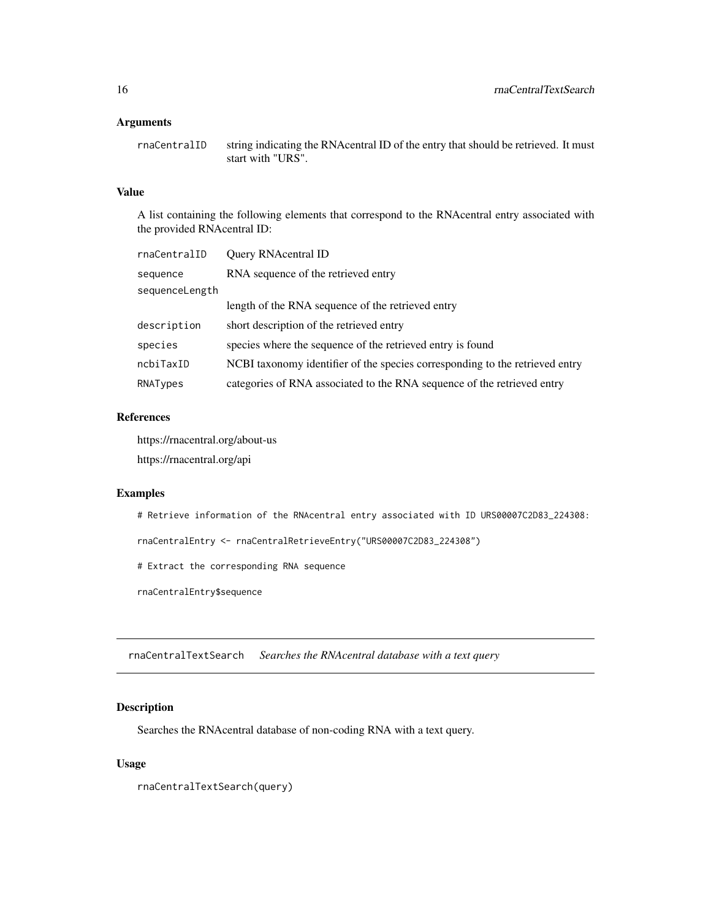### Arguments

| | |
|---|---|
| rnaCentralID | string indicating the RNAcentral ID of the entry that should be retrieved. It must start with "URS". |

### Value

A list containing the following elements that correspond to the RNAcentral entry associated with the provided RNAcentral ID:

| | |
|---|---|
| rnaCentralID | Query RNAcentral ID |
| sequence | RNA sequence of the retrieved entry |
| sequenceLength | length of the RNA sequence of the retrieved entry |
| description | short description of the retrieved entry |
| species | species where the sequence of the retrieved entry is found |
| ncbiTaxID | NCBI taxonomy identifier of the species corresponding to the retrieved entry |
| RNATypes | categories of RNA associated to the RNA sequence of the retrieved entry |

### References

https://rnacentral.org/about-us

https://rnacentral.org/api

### Examples

```
# Retrieve information of the RNAcentral entry associated with ID URS00007C2D83_224308:

rnaCentralEntry <- rnaCentralRetrieveEntry("URS00007C2D83_224308")

# Extract the corresponding RNA sequence

rnaCentralEntry$sequence
```

---

## rnaCentralTextSearch *Searches the RNAcentral database with a text query*

---

### Description

Searches the RNAcentral database of non-coding RNA with a text query.

### Usage

```
rnaCentralTextSearch(query)
```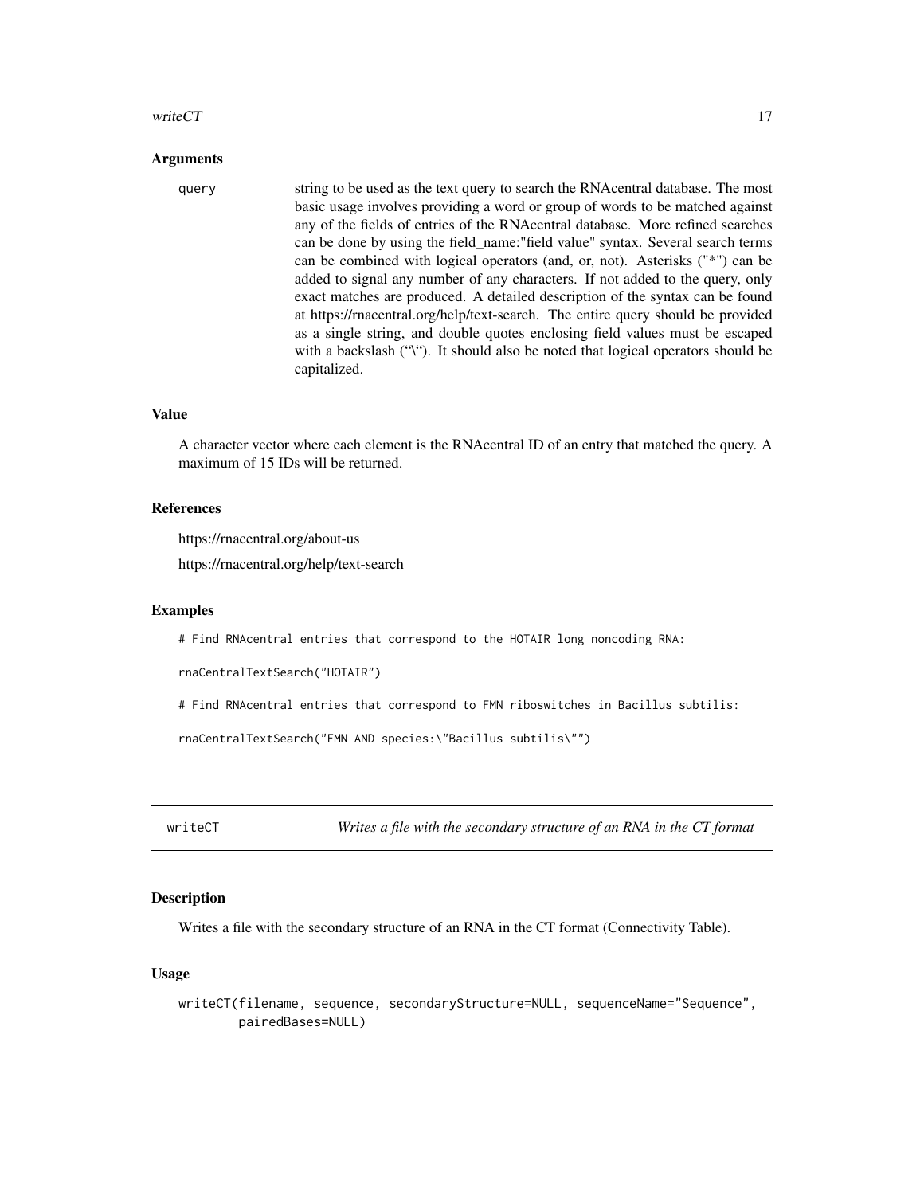### Arguments

query string to be used as the text query to search the RNAcentral database. The most basic usage involves providing a word or group of words to be matched against any of the fields of entries of the RNAcentral database. More refined searches can be done by using the field_name:"field value" syntax. Several search terms can be combined with logical operators (and, or, not). Asterisks ("*") can be added to signal any number of any characters. If not added to the query, only exact matches are produced. A detailed description of the syntax can be found at https://rnacentral.org/help/text-search. The entire query should be provided as a single string, and double quotes enclosing field values must be escaped with a backslash ("\"). It should also be noted that logical operators should be capitalized.

### Value

A character vector where each element is the RNAcentral ID of an entry that matched the query. A maximum of 15 IDs will be returned.

### References

https://rnacentral.org/about-us

https://rnacentral.org/help/text-search

### Examples

```
# Find RNAcentral entries that correspond to the HOTAIR long noncoding RNA:

rnaCentralTextSearch("HOTAIR")

# Find RNAcentral entries that correspond to FMN riboswitches in Bacillus subtilis:

rnaCentralTextSearch("FMN AND species:\"Bacillus subtilis\"")
```

---

## writeCT *Writes a file with the secondary structure of an RNA in the CT format*

---

### Description

Writes a file with the secondary structure of an RNA in the CT format (Connectivity Table).

### Usage

```
writeCT(filename, sequence, secondaryStructure=NULL, sequenceName="Sequence",
        pairedBases=NULL)
```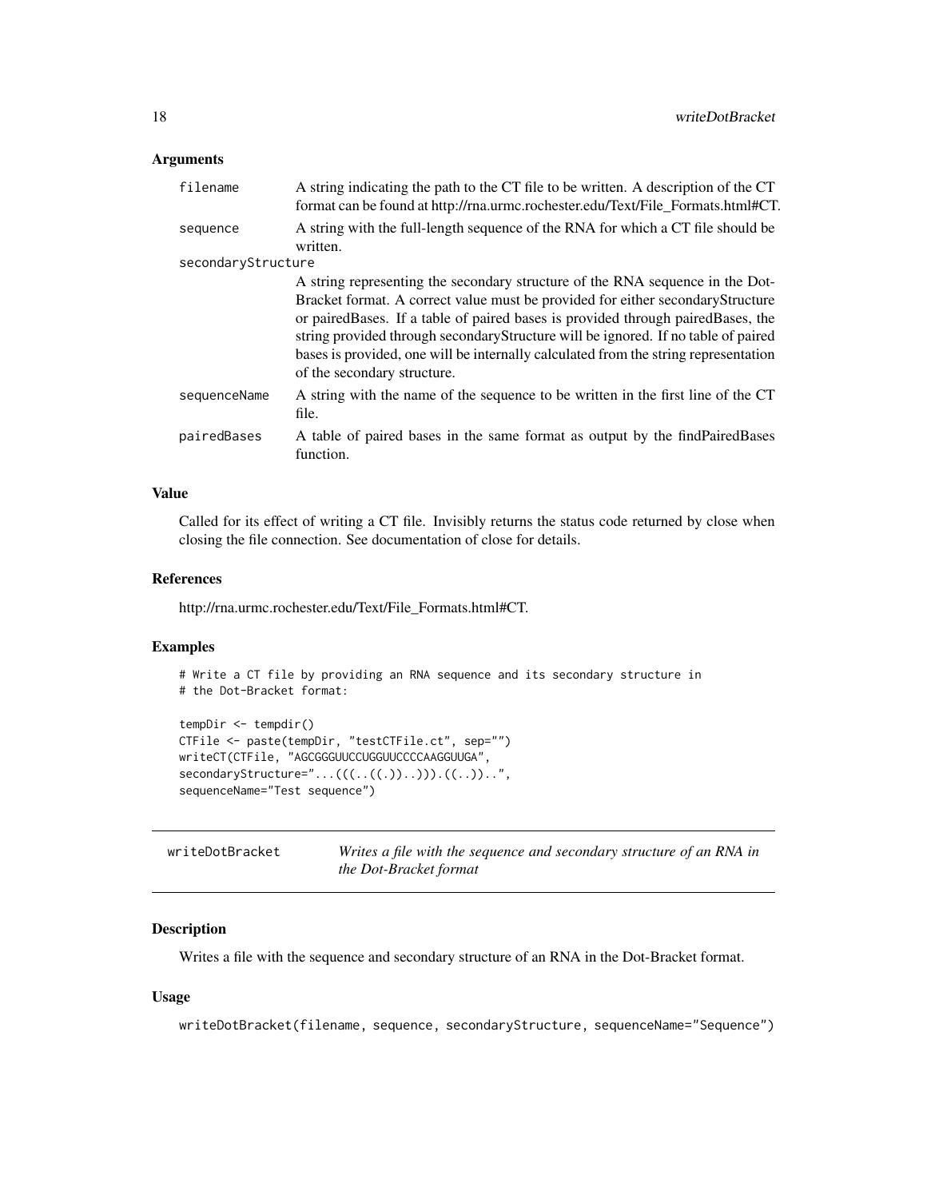### Arguments

| | |
|---|---|
| `filename` | A string indicating the path to the CT file to be written. A description of the CT format can be found at http://rna.urmc.rochester.edu/Text/File_Formats.html#CT. |
| `sequence` | A string with the full-length sequence of the RNA for which a CT file should be written. |
| `secondaryStructure` | A string representing the secondary structure of the RNA sequence in the Dot-Bracket format. A correct value must be provided for either secondaryStructure or pairedBases. If a table of paired bases is provided through pairedBases, the string provided through secondaryStructure will be ignored. If no table of paired bases is provided, one will be internally calculated from the string representation of the secondary structure. |
| `sequenceName` | A string with the name of the sequence to be written in the first line of the CT file. |
| `pairedBases` | A table of paired bases in the same format as output by the findPairedBases function. |

### Value

Called for its effect of writing a CT file. Invisibly returns the status code returned by close when closing the file connection. See documentation of close for details.

### References

http://rna.urmc.rochester.edu/Text/File_Formats.html#CT.

### Examples

```
# Write a CT file by providing an RNA sequence and its secondary structure in
# the Dot-Bracket format:

tempDir <- tempdir()
CTFile <- paste(tempDir, "testCTFile.ct", sep="")
writeCT(CTFile, "AGCGGGUUCCUGGUUCCCCAAGGUUGA",
secondaryStructure="...(((..((.))..))).((..))..",
sequenceName="Test sequence")
```

---

## writeDotBracket — *Writes a file with the sequence and secondary structure of an RNA in the Dot-Bracket format*

### Description

Writes a file with the sequence and secondary structure of an RNA in the Dot-Bracket format.

### Usage

```
writeDotBracket(filename, sequence, secondaryStructure, sequenceName="Sequence")
```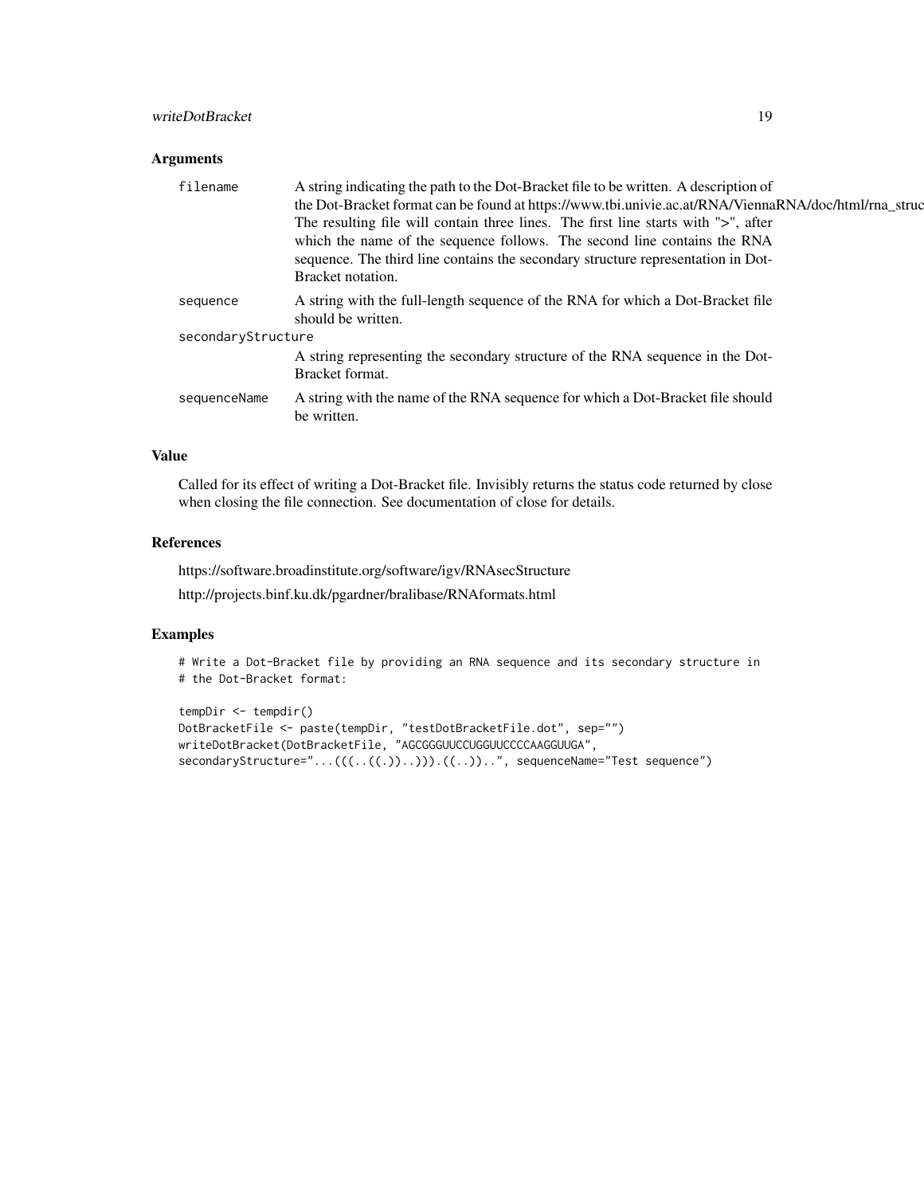## Arguments

| | |
|---|---|
| filename | A string indicating the path to the Dot-Bracket file to be written. A description of the Dot-Bracket format can be found at https://www.tbi.univie.ac.at/RNA/ViennaRNA/doc/html/rna_struc The resulting file will contain three lines. The first line starts with ">", after which the name of the sequence follows. The second line contains the RNA sequence. The third line contains the secondary structure representation in Dot-Bracket notation. |
| sequence | A string with the full-length sequence of the RNA for which a Dot-Bracket file should be written. |
| secondaryStructure | A string representing the secondary structure of the RNA sequence in the Dot-Bracket format. |
| sequenceName | A string with the name of the RNA sequence for which a Dot-Bracket file should be written. |

## Value

Called for its effect of writing a Dot-Bracket file. Invisibly returns the status code returned by close when closing the file connection. See documentation of close for details.

## References

https://software.broadinstitute.org/software/igv/RNAsecStructure

http://projects.binf.ku.dk/pgardner/bralibase/RNAformats.html

## Examples

```
# Write a Dot-Bracket file by providing an RNA sequence and its secondary structure in
# the Dot-Bracket format:

tempDir <- tempdir()
DotBracketFile <- paste(tempDir, "testDotBracketFile.dot", sep="")
writeDotBracket(DotBracketFile, "AGCGGGUUCCUGGUUCCCCAAGGUUGA",
secondaryStructure="...(((..((.))..))).((..))..", sequenceName="Test sequence")
```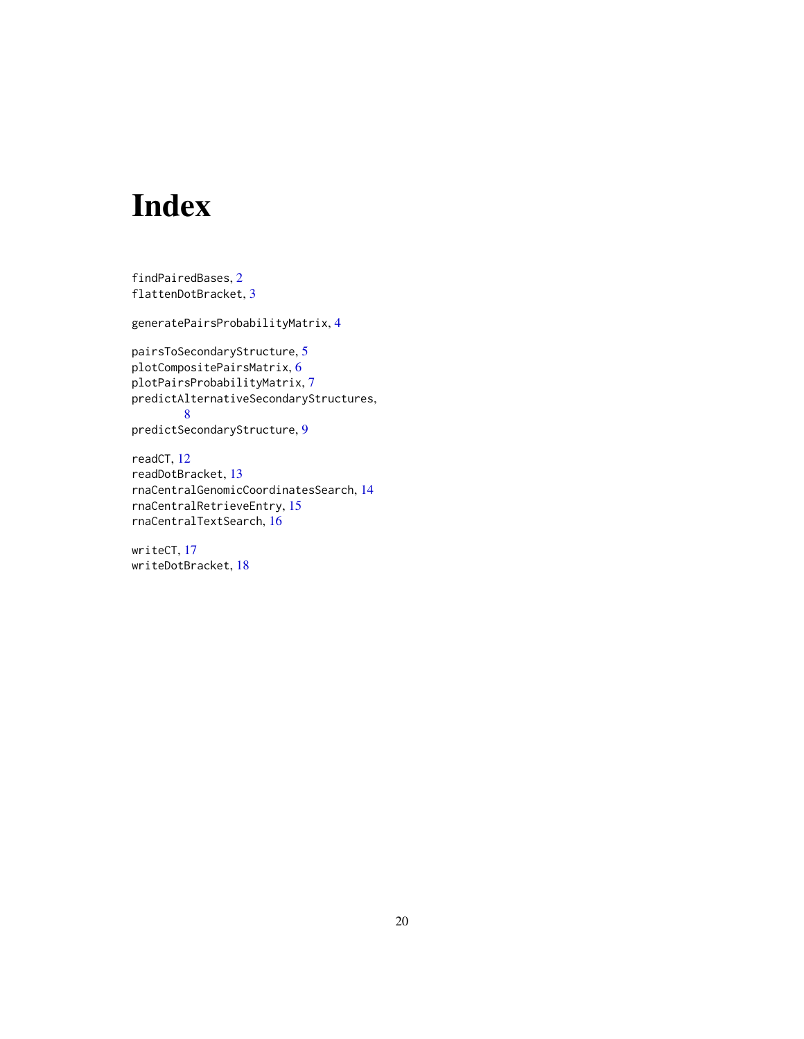# Index

findPairedBases, 2
flattenDotBracket, 3

generatePairsProbabilityMatrix, 4

pairsToSecondaryStructure, 5
plotCompositePairsMatrix, 6
plotPairsProbabilityMatrix, 7
predictAlternativeSecondaryStructures, 8
predictSecondaryStructure, 9

readCT, 12
readDotBracket, 13
rnaCentralGenomicCoordinatesSearch, 14
rnaCentralRetrieveEntry, 15
rnaCentralTextSearch, 16

writeCT, 17
writeDotBracket, 18